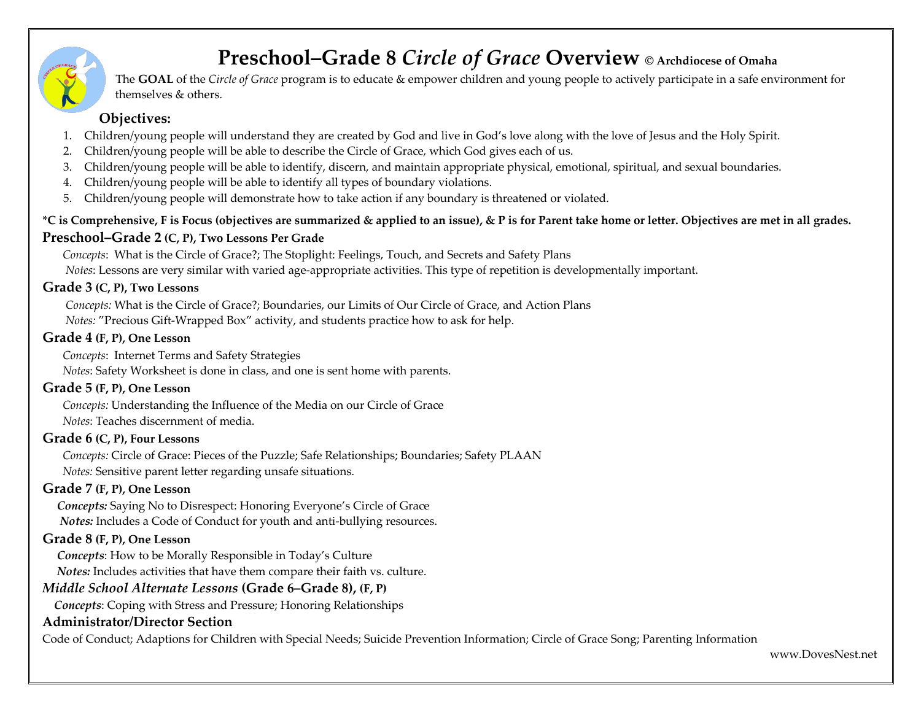# Preschool–Grade 8 *Circle of Grace* Overview © Archdiocese of Omaha

The **GOAL** of the *Circle of Grace* program is to educate & empower children and young people to actively participate in a safe environment for themselves & others.

### Objectives:

1. Children/young people will understand they are created by God and live in God's love along with the love of Jesus and the Holy Spirit.
2. Children/young people will be able to describe the Circle of Grace, which God gives each of us.
3. Children/young people will be able to identify, discern, and maintain appropriate physical, emotional, spiritual, and sexual boundaries.
4. Children/young people will be able to identify all types of boundary violations.
5. Children/young people will demonstrate how to take action if any boundary is threatened or violated.

**\*C is Comprehensive, F is Focus (objectives are summarized & applied to an issue), & P is for Parent take home or letter. Objectives are met in all grades.**

### Preschool–Grade 2 (C, P), Two Lessons Per Grade

*Concepts*: What is the Circle of Grace?; The Stoplight: Feelings, Touch, and Secrets and Safety Plans

*Notes*: Lessons are very similar with varied age-appropriate activities. This type of repetition is developmentally important.

### Grade 3 (C, P), Two Lessons

*Concepts:* What is the Circle of Grace?; Boundaries, our Limits of Our Circle of Grace, and Action Plans

*Notes:* "Precious Gift-Wrapped Box" activity, and students practice how to ask for help.

### Grade 4 (F, P), One Lesson

*Concepts*: Internet Terms and Safety Strategies

*Notes*: Safety Worksheet is done in class, and one is sent home with parents.

### Grade 5 (F, P), One Lesson

*Concepts:* Understanding the Influence of the Media on our Circle of Grace

*Notes*: Teaches discernment of media.

### Grade 6 (C, P), Four Lessons

*Concepts:* Circle of Grace: Pieces of the Puzzle; Safe Relationships; Boundaries; Safety PLAAN

*Notes:* Sensitive parent letter regarding unsafe situations.

### Grade 7 (F, P), One Lesson

***Concepts:*** Saying No to Disrespect: Honoring Everyone's Circle of Grace

***Notes:*** Includes a Code of Conduct for youth and anti-bullying resources.

### Grade 8 (F, P), One Lesson

***Concepts***: How to be Morally Responsible in Today's Culture

***Notes:*** Includes activities that have them compare their faith vs. culture.

### *Middle School Alternate Lessons* (Grade 6–Grade 8), (F, P)

***Concepts***: Coping with Stress and Pressure; Honoring Relationships

### Administrator/Director Section

Code of Conduct; Adaptions for Children with Special Needs; Suicide Prevention Information; Circle of Grace Song; Parenting Information

www.DovesNest.net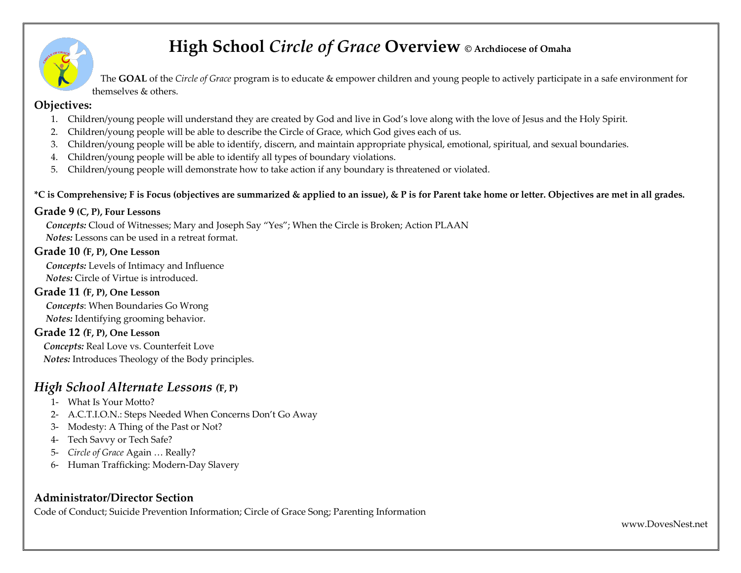# High School *Circle of Grace* Overview © Archdiocese of Omaha

The **GOAL** of the *Circle of Grace* program is to educate & empower children and young people to actively participate in a safe environment for themselves & others.

**Objectives:**

1. Children/young people will understand they are created by God and live in God's love along with the love of Jesus and the Holy Spirit.
2. Children/young people will be able to describe the Circle of Grace, which God gives each of us.
3. Children/young people will be able to identify, discern, and maintain appropriate physical, emotional, spiritual, and sexual boundaries.
4. Children/young people will be able to identify all types of boundary violations.
5. Children/young people will demonstrate how to take action if any boundary is threatened or violated.

**\*C is Comprehensive; F is Focus (objectives are summarized & applied to an issue), & P is for Parent take home or letter. Objectives are met in all grades.**

**Grade 9 (C, P), Four Lessons**

*Concepts:* Cloud of Witnesses; Mary and Joseph Say "Yes"; When the Circle is Broken; Action PLAAN

*Notes:* Lessons can be used in a retreat format.

**Grade 10 (F, P), One Lesson**

*Concepts:* Levels of Intimacy and Influence

*Notes:* Circle of Virtue is introduced.

**Grade 11 (F, P), One Lesson**

*Concepts*: When Boundaries Go Wrong

*Notes:* Identifying grooming behavior.

**Grade 12 (F, P), One Lesson**

*Concepts:* Real Love vs. Counterfeit Love

*Notes:* Introduces Theology of the Body principles.

## *High School Alternate Lessons* (F, P)

1- What Is Your Motto?
2- A.C.T.I.O.N.: Steps Needed When Concerns Don't Go Away
3- Modesty: A Thing of the Past or Not?
4- Tech Savvy or Tech Safe?
5- *Circle of Grace* Again … Really?
6- Human Trafficking: Modern-Day Slavery

**Administrator/Director Section**

Code of Conduct; Suicide Prevention Information; Circle of Grace Song; Parenting Information

www.DovesNest.net